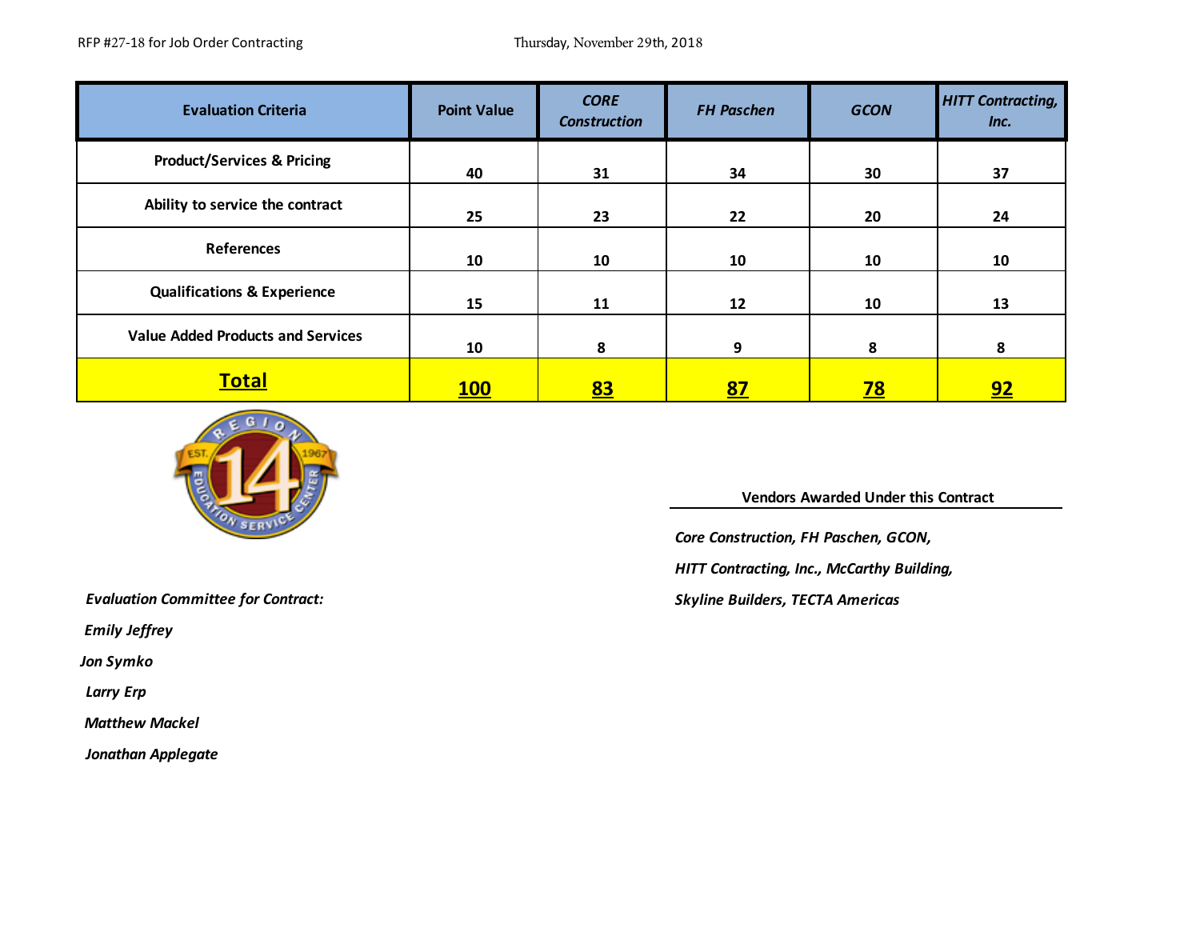RFP #27-18 for Job Order Contracting

Thursday, November 29th, 2018

| Evaluation Criteria | Point Value | *CORE Construction* | *FH Paschen* | *GCON* | *HITT Contracting, Inc.* |
|---|---|---|---|---|---|
| Product/Services & Pricing | 40 | 31 | 34 | 30 | 37 |
| Ability to service the contract | 25 | 23 | 22 | 20 | 24 |
| References | 10 | 10 | 10 | 10 | 10 |
| Qualifications & Experience | 15 | 11 | 12 | 10 | 13 |
| Value Added Products and Services | 10 | 8 | 9 | 8 | 8 |
| **Total** | **100** | **83** | **87** | **78** | **92** |

**Vendors Awarded Under this Contract**

***Core Construction, FH Paschen, GCON, HITT Contracting, Inc., McCarthy Building, Skyline Builders, TECTA Americas***

***Evaluation Committee for Contract:***

***Emily Jeffrey***

***Jon Symko***

***Larry Erp***

***Matthew Mackel***

***Jonathan Applegate***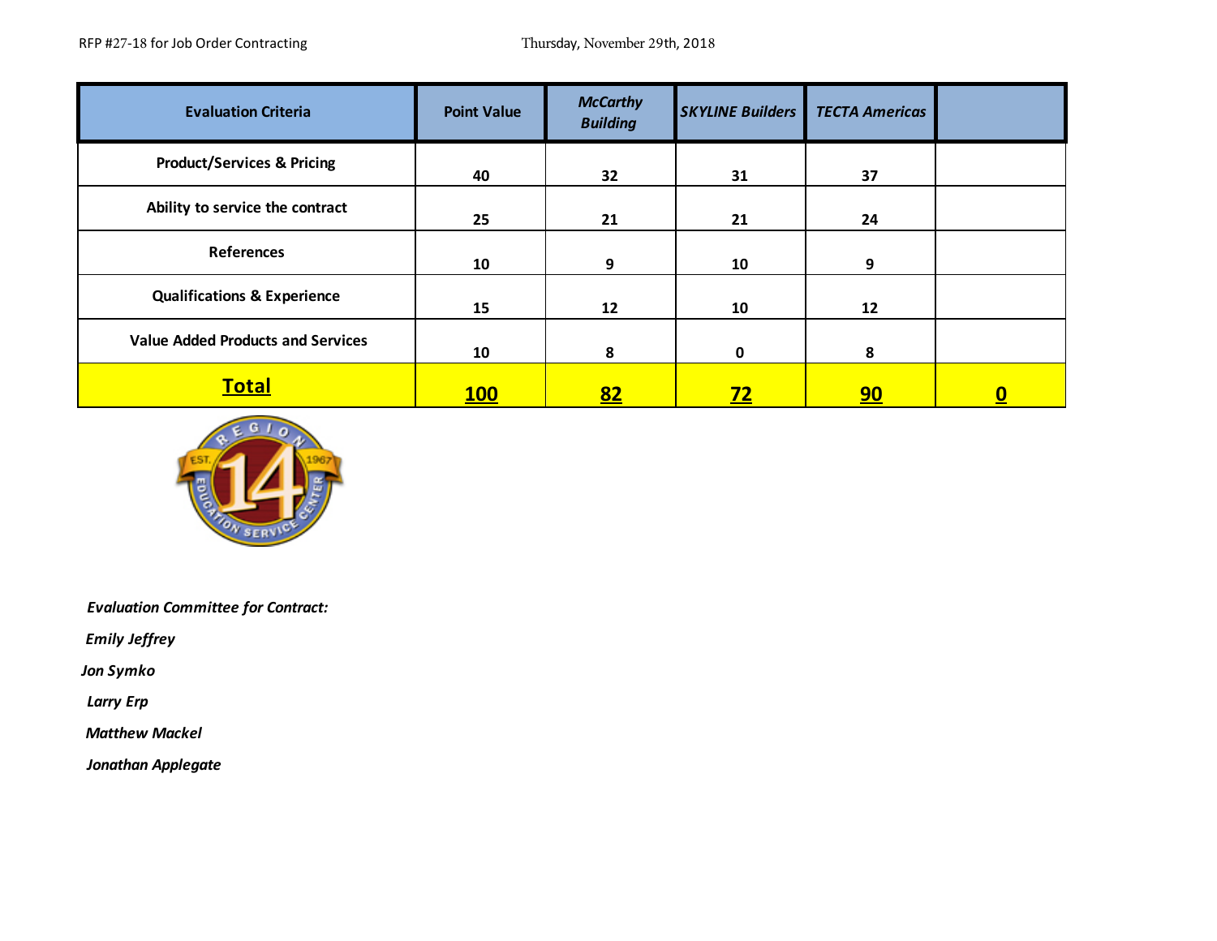RFP #27-18 for Job Order Contracting        Thursday, November 29th, 2018

| Evaluation Criteria | Point Value | *McCarthy Building* | *SKYLINE Builders* | *TECTA Americas* | |
|---|---|---|---|---|---|
| Product/Services & Pricing | 40 | 32 | 31 | 37 | |
| Ability to service the contract | 25 | 21 | 21 | 24 | |
| References | 10 | 9 | 10 | 9 | |
| Qualifications & Experience | 15 | 12 | 10 | 12 | |
| Value Added Products and Services | 10 | 8 | 0 | 8 | |
| **Total** | **100** | **82** | **72** | **90** | **0** |

***Evaluation Committee for Contract:***

***Emily Jeffrey***

***Jon Symko***

***Larry Erp***

***Matthew Mackel***

***Jonathan Applegate***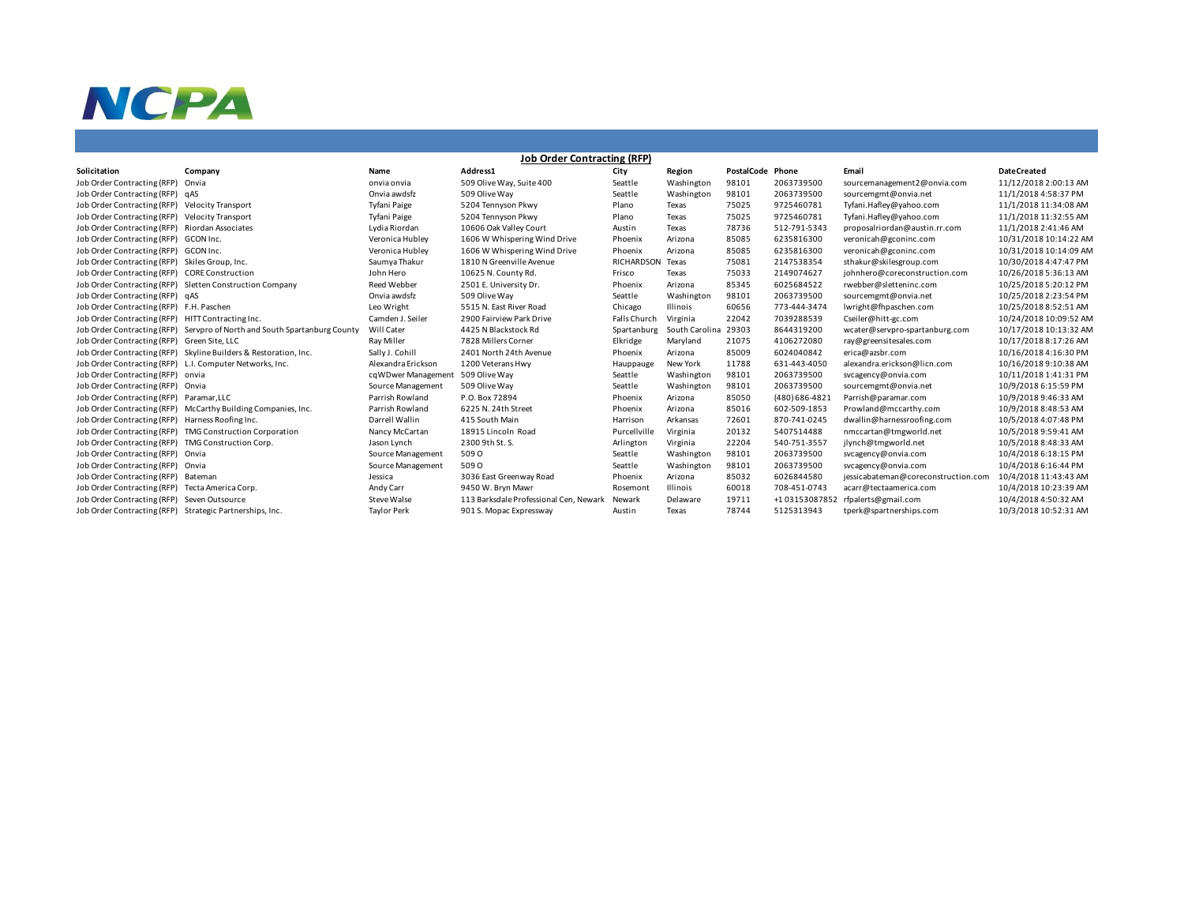NCPA

**Job Order Contracting (RFP)**

| Solicitation | Company | Name | Address1 | City | Region | PostalCode | Phone | Email | DateCreated |
|---|---|---|---|---|---|---|---|---|---|
| Job Order Contracting (RFP) | Onvia | onvia onvia | 509 Olive Way, Suite 400 | Seattle | Washington | 98101 | 2063739500 | sourcemanagement2@onvia.com | 11/12/2018 2:00:13 AM |
| Job Order Contracting (RFP) | qAS | Onvia awdsfz | 509 Olive Way | Seattle | Washington | 98101 | 2063739500 | sourcemgmt@onvia.net | 11/1/2018 4:58:37 PM |
| Job Order Contracting (RFP) | Velocity Transport | Tyfani Paige | 5204 Tennyson Pkwy | Plano | Texas | 75025 | 9725460781 | Tyfani.Hafley@yahoo.com | 11/1/2018 11:34:08 AM |
| Job Order Contracting (RFP) | Velocity Transport | Tyfani Paige | 5204 Tennyson Pkwy | Plano | Texas | 75025 | 9725460781 | Tyfani.Hafley@yahoo.com | 11/1/2018 11:32:55 AM |
| Job Order Contracting (RFP) | Riordan Associates | Lydia Riordan | 10606 Oak Valley Court | Austin | Texas | 78736 | 512-791-5343 | proposalriordan@austin.rr.com | 11/1/2018 2:41:46 AM |
| Job Order Contracting (RFP) | GCON Inc. | Veronica Hubley | 1606 W Whispering Wind Drive | Phoenix | Arizona | 85085 | 6235816300 | veronicah@gconinc.com | 10/31/2018 10:14:22 AM |
| Job Order Contracting (RFP) | GCON Inc. | Veronica Hubley | 1606 W Whispering Wind Drive | Phoenix | Arizona | 85085 | 6235816300 | veronicah@gconinc.com | 10/31/2018 10:14:09 AM |
| Job Order Contracting (RFP) | Skiles Group, Inc. | Saumya Thakur | 1810 N Greenville Avenue | RICHARDSON | Texas | 75081 | 2147538354 | sthakur@skilesgroup.com | 10/30/2018 4:47:47 PM |
| Job Order Contracting (RFP) | CORE Construction | John Hero | 10625 N. County Rd. | Frisco | Texas | 75033 | 2149074627 | johnhero@coreconstruction.com | 10/26/2018 5:36:13 AM |
| Job Order Contracting (RFP) | Sletten Construction Company | Reed Webber | 2501 E. University Dr. | Phoenix | Arizona | 85345 | 6025684522 | rwebber@sletteninc.com | 10/25/2018 5:20:12 PM |
| Job Order Contracting (RFP) | qAS | Onvia awdsfz | 509 Olive Way | Seattle | Washington | 98101 | 2063739500 | sourcemgmt@onvia.net | 10/25/2018 2:23:54 PM |
| Job Order Contracting (RFP) | F.H. Paschen | Leo Wright | 5515 N. East River Road | Chicago | Illinois | 60656 | 773-444-3474 | lwright@fhpaschen.com | 10/25/2018 8:52:51 AM |
| Job Order Contracting (RFP) | HITT Contracting Inc. | Camden J. Seiler | 2900 Fairview Park Drive | Falls Church | Virginia | 22042 | 7039288539 | Cseiler@hitt-gc.com | 10/24/2018 10:09:52 AM |
| Job Order Contracting (RFP) | Servpro of North and South Spartanburg County | Will Cater | 4425 N Blackstock Rd | Spartanburg | South Carolina | 29303 | 8644319200 | wcater@servpro-spartanburg.com | 10/17/2018 10:13:32 AM |
| Job Order Contracting (RFP) | Green Site, LLC | Ray Miller | 7828 Millers Corner | Elkridge | Maryland | 21075 | 4106272080 | ray@greensitesales.com | 10/17/2018 8:17:26 AM |
| Job Order Contracting (RFP) | Skyline Builders & Restoration, Inc. | Sally J. Cohill | 2401 North 24th Avenue | Phoenix | Arizona | 85009 | 6024040842 | erica@azsbr.com | 10/16/2018 4:16:30 PM |
| Job Order Contracting (RFP) | L.I. Computer Networks, Inc. | Alexandra Erickson | 1200 Veterans Hwy | Hauppauge | New York | 11788 | 631-443-4050 | alexandra.erickson@licn.com | 10/16/2018 9:10:38 AM |
| Job Order Contracting (RFP) | onvia | cqWDwer Management | 509 Olive Way | Seattle | Washington | 98101 | 2063739500 | svcagency@onvia.com | 10/11/2018 1:41:31 PM |
| Job Order Contracting (RFP) | Onvia | Source Management | 509 Olive Way | Seattle | Washington | 98101 | 2063739500 | sourcemgmt@onvia.net | 10/9/2018 6:15:59 PM |
| Job Order Contracting (RFP) | Paramar,LLC | Parrish Rowland | P.O. Box 72894 | Phoenix | Arizona | 85050 | (480) 686-4821 | Parrish@paramar.com | 10/9/2018 9:46:33 AM |
| Job Order Contracting (RFP) | McCarthy Building Companies, Inc. | Parrish Rowland | 6225 N. 24th Street | Phoenix | Arizona | 85016 | 602-509-1853 | Prowland@mccarthy.com | 10/9/2018 8:48:53 AM |
| Job Order Contracting (RFP) | Harness Roofing Inc. | Darrell Wallin | 415 South Main | Harrison | Arkansas | 72601 | 870-741-0245 | dwallin@harnessroofing.com | 10/5/2018 4:07:48 PM |
| Job Order Contracting (RFP) | TMG Construction Corporation | Nancy McCartan | 18915 Lincoln Road | Purcellville | Virginia | 20132 | 5407514488 | nmccartan@tmgworld.net | 10/5/2018 9:59:41 AM |
| Job Order Contracting (RFP) | TMG Construction Corp. | Jason Lynch | 2300 9th St. S. | Arlington | Virginia | 22204 | 540-751-3557 | jlynch@tmgworld.net | 10/5/2018 8:48:33 AM |
| Job Order Contracting (RFP) | Onvia | Source Management | 509 O | Seattle | Washington | 98101 | 2063739500 | svcagency@onvia.com | 10/4/2018 6:18:15 PM |
| Job Order Contracting (RFP) | Onvia | Source Management | 509 O | Seattle | Washington | 98101 | 2063739500 | svcagency@onvia.com | 10/4/2018 6:16:44 PM |
| Job Order Contracting (RFP) | Bateman | Jessica | 3036 East Greenway Road | Phoenix | Arizona | 85032 | 6026844580 | jessicabateman@coreconstruction.com | 10/4/2018 11:43:43 AM |
| Job Order Contracting (RFP) | Tecta America Corp. | Andy Carr | 9450 W. Bryn Mawr | Rosemont | Illinois | 60018 | 708-451-0743 | acarr@tectaamerica.com | 10/4/2018 10:23:39 AM |
| Job Order Contracting (RFP) | Seven Outsource | Steve Walse | 113 Barksdale Professional Cen, Newark | Newark | Delaware | 19711 | +1 03153087852 | rfpalerts@gmail.com | 10/4/2018 4:50:32 AM |
| Job Order Contracting (RFP) | Strategic Partnerships, Inc. | Taylor Perk | 901 S. Mopac Expressway | Austin | Texas | 78744 | 5125313943 | tperk@spartnerships.com | 10/3/2018 10:52:31 AM |